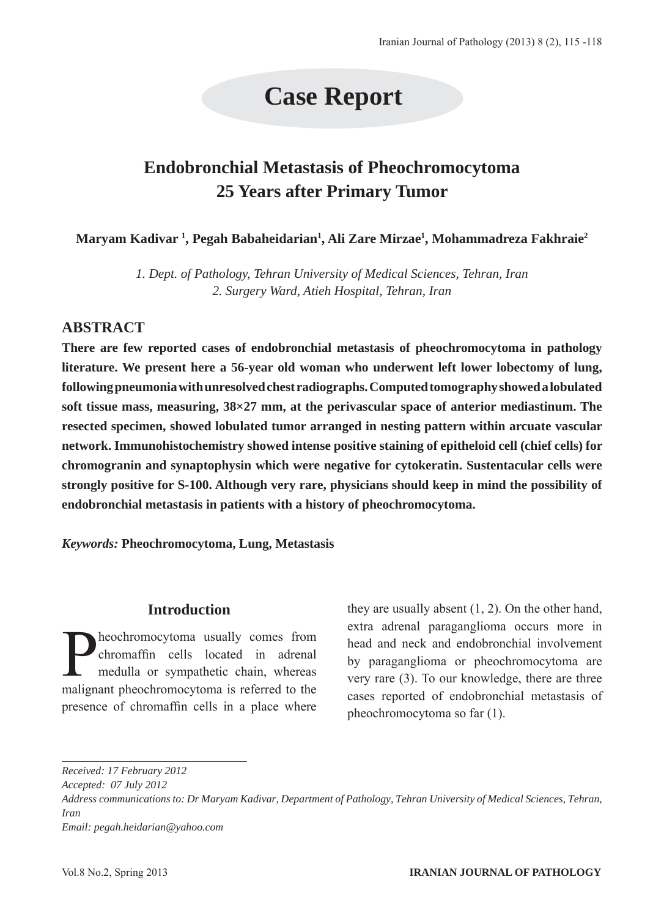# Case Report

## Endobronchial Metastasis of Pheochromocytoma 25 Years after Primary Tumor

**Maryam Kadivar [1], Pegah Babaheidarian[1], Ali Zare Mirzae[1], Mohammadreza Fakhraie[2]**

*1. Dept. of Pathology, Tehran University of Medical Sciences, Tehran, Iran*
*2. Surgery Ward, Atieh Hospital, Tehran, Iran*

## ABSTRACT

**There are few reported cases of endobronchial metastasis of pheochromocytoma in pathology literature. We present here a 56-year old woman who underwent left lower lobectomy of lung, following pneumonia with unresolved chest radiographs. Computed tomography showed a lobulated soft tissue mass, measuring, 38×27 mm, at the perivascular space of anterior mediastinum. The resected specimen, showed lobulated tumor arranged in nesting pattern within arcuate vascular network. Immunohistochemistry showed intense positive staining of epitheloid cell (chief cells) for chromogranin and synaptophysin which were negative for cytokeratin. Sustentacular cells were strongly positive for S-100. Although very rare, physicians should keep in mind the possibility of endobronchial metastasis in patients with a history of pheochromocytoma.**

*Keywords:* **Pheochromocytoma, Lung, Metastasis**

## Introduction

Pheochromocytoma usually comes from chromaffin cells located in adrenal medulla or sympathetic chain, whereas malignant pheochromocytoma is referred to the presence of chromaffin cells in a place where they are usually absent (1, 2). On the other hand, extra adrenal paraganglioma occurs more in head and neck and endobronchial involvement by paraganglioma or pheochromocytoma are very rare (3). To our knowledge, there are three cases reported of endobronchial metastasis of pheochromocytoma so far (1).

---

*Received: 17 February 2012*
*Accepted: 07 July 2012*
*Address communications to: Dr Maryam Kadivar, Department of Pathology, Tehran University of Medical Sciences, Tehran, Iran*
*Email: pegah.heidarian@yahoo.com*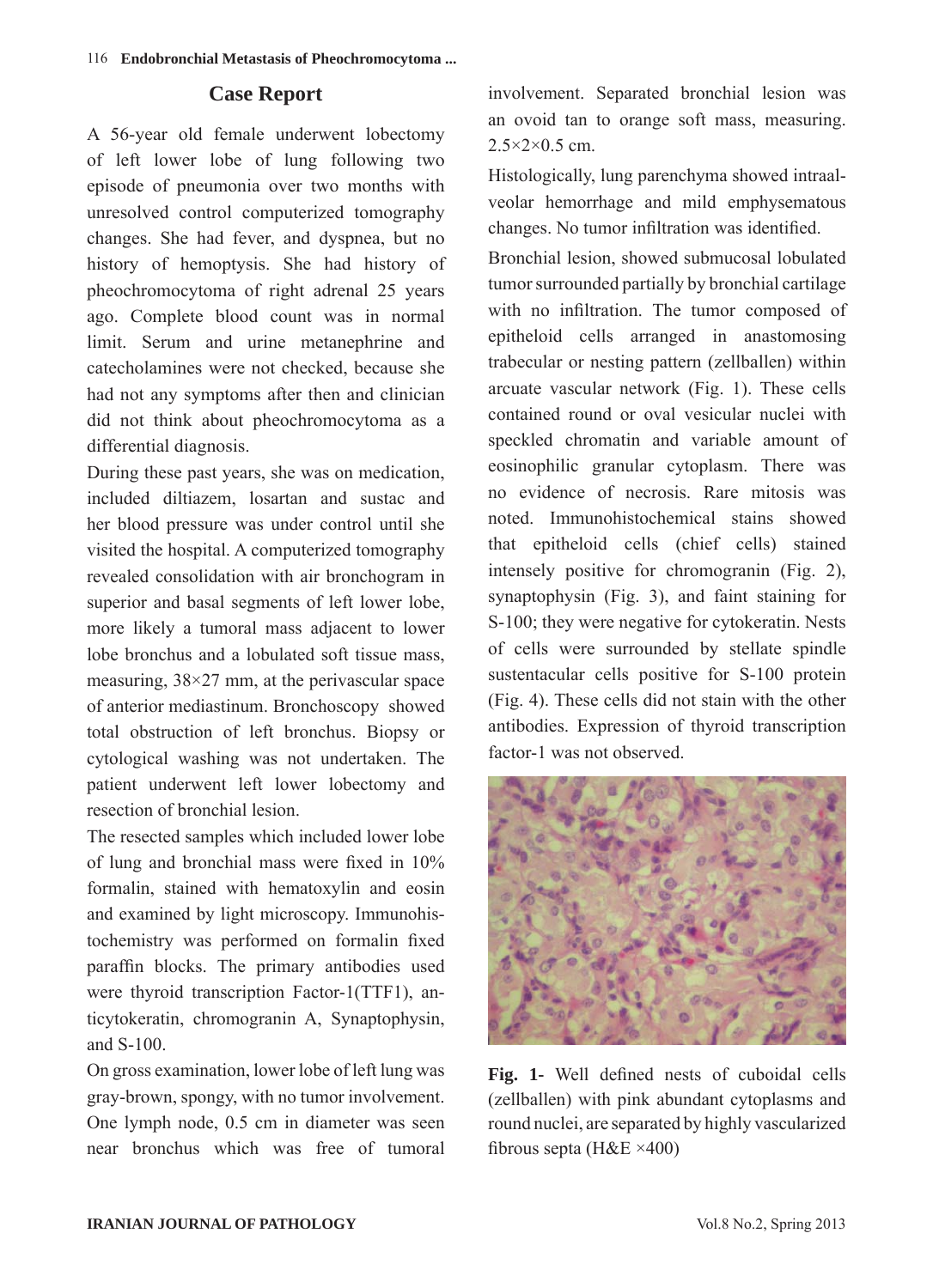## Case Report

A 56-year old female underwent lobectomy of left lower lobe of lung following two episode of pneumonia over two months with unresolved control computerized tomography changes. She had fever, and dyspnea, but no history of hemoptysis. She had history of pheochromocytoma of right adrenal 25 years ago. Complete blood count was in normal limit. Serum and urine metanephrine and catecholamines were not checked, because she had not any symptoms after then and clinician did not think about pheochromocytoma as a differential diagnosis.

During these past years, she was on medication, included diltiazem, losartan and sustac and her blood pressure was under control until she visited the hospital. A computerized tomography revealed consolidation with air bronchogram in superior and basal segments of left lower lobe, more likely a tumoral mass adjacent to lower lobe bronchus and a lobulated soft tissue mass, measuring, 38×27 mm, at the perivascular space of anterior mediastinum. Bronchoscopy showed total obstruction of left bronchus. Biopsy or cytological washing was not undertaken. The patient underwent left lower lobectomy and resection of bronchial lesion.

The resected samples which included lower lobe of lung and bronchial mass were fixed in 10% formalin, stained with hematoxylin and eosin and examined by light microscopy. Immunohistochemistry was performed on formalin fixed paraffin blocks. The primary antibodies used were thyroid transcription Factor-1(TTF1), anticytokeratin, chromogranin A, Synaptophysin, and S-100.

On gross examination, lower lobe of left lung was gray-brown, spongy, with no tumor involvement. One lymph node, 0.5 cm in diameter was seen near bronchus which was free of tumoral involvement. Separated bronchial lesion was an ovoid tan to orange soft mass, measuring. 2.5×2×0.5 cm.

Histologically, lung parenchyma showed intraalveolar hemorrhage and mild emphysematous changes. No tumor infiltration was identified.

Bronchial lesion, showed submucosal lobulated tumor surrounded partially by bronchial cartilage with no infiltration. The tumor composed of epitheloid cells arranged in anastomosing trabecular or nesting pattern (zellballen) within arcuate vascular network (Fig. 1). These cells contained round or oval vesicular nuclei with speckled chromatin and variable amount of eosinophilic granular cytoplasm. There was no evidence of necrosis. Rare mitosis was noted. Immunohistochemical stains showed that epitheloid cells (chief cells) stained intensely positive for chromogranin (Fig. 2), synaptophysin (Fig. 3), and faint staining for S-100; they were negative for cytokeratin. Nests of cells were surrounded by stellate spindle sustentacular cells positive for S-100 protein (Fig. 4). These cells did not stain with the other antibodies. Expression of thyroid transcription factor-1 was not observed.

**Fig. 1-** Well defined nests of cuboidal cells (zellballen) with pink abundant cytoplasms and round nuclei, are separated by highly vascularized fibrous septa (H&E ×400)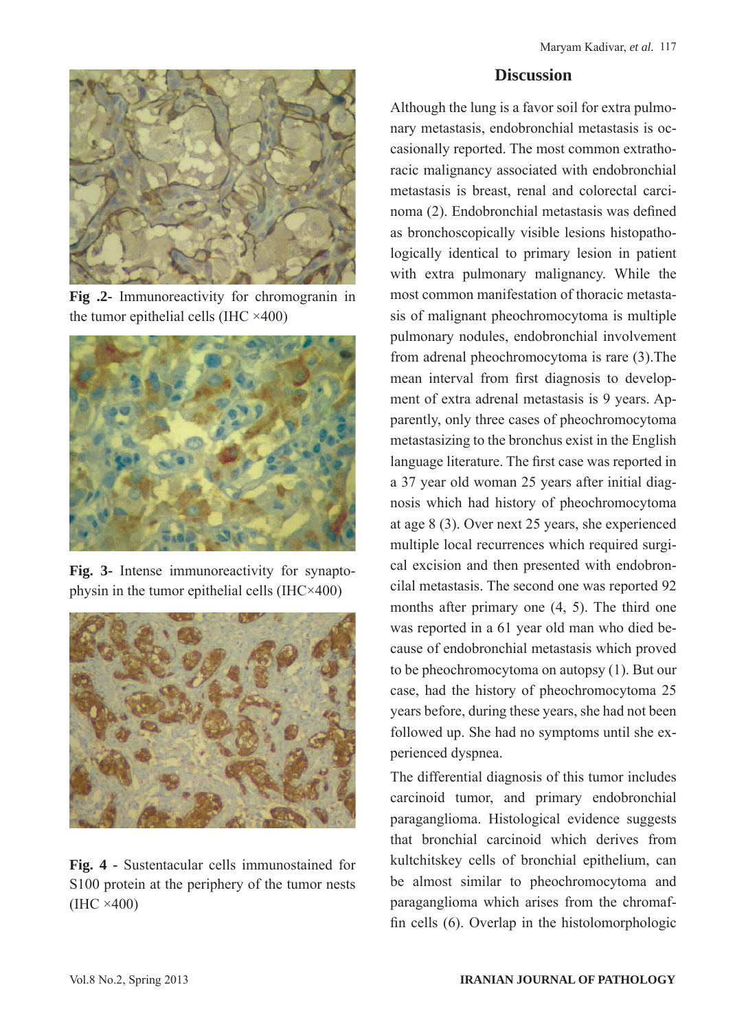Fig .2- Immunoreactivity for chromogranin in the tumor epithelial cells (IHC ×400)

Fig. 3- Intense immunoreactivity for synaptophysin in the tumor epithelial cells (IHC×400)

Fig. 4 - Sustentacular cells immunostained for S100 protein at the periphery of the tumor nests (IHC ×400)

## Discussion

Although the lung is a favor soil for extra pulmonary metastasis, endobronchial metastasis is occasionally reported. The most common extrathoracic malignancy associated with endobronchial metastasis is breast, renal and colorectal carcinoma (2). Endobronchial metastasis was defined as bronchoscopically visible lesions histopathologically identical to primary lesion in patient with extra pulmonary malignancy. While the most common manifestation of thoracic metastasis of malignant pheochromocytoma is multiple pulmonary nodules, endobronchial involvement from adrenal pheochromocytoma is rare (3).The mean interval from first diagnosis to development of extra adrenal metastasis is 9 years. Apparently, only three cases of pheochromocytoma metastasizing to the bronchus exist in the English language literature. The first case was reported in a 37 year old woman 25 years after initial diagnosis which had history of pheochromocytoma at age 8 (3). Over next 25 years, she experienced multiple local recurrences which required surgical excision and then presented with endobroncilal metastasis. The second one was reported 92 months after primary one (4, 5). The third one was reported in a 61 year old man who died because of endobronchial metastasis which proved to be pheochromocytoma on autopsy (1). But our case, had the history of pheochromocytoma 25 years before, during these years, she had not been followed up. She had no symptoms until she experienced dyspnea.

The differential diagnosis of this tumor includes carcinoid tumor, and primary endobronchial paraganglioma. Histological evidence suggests that bronchial carcinoid which derives from kultchitskey cells of bronchial epithelium, can be almost similar to pheochromocytoma and paraganglioma which arises from the chromaffin cells (6). Overlap in the histolomorphologic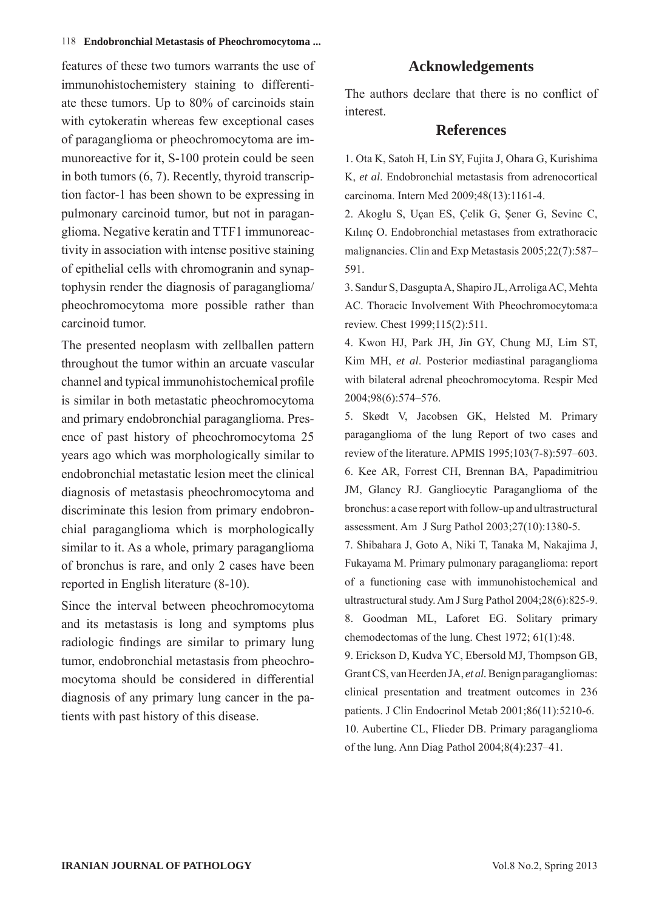features of these two tumors warrants the use of immunohistochemistery staining to differentiate these tumors. Up to 80% of carcinoids stain with cytokeratin whereas few exceptional cases of paraganglioma or pheochromocytoma are immunoreactive for it, S-100 protein could be seen in both tumors (6, 7). Recently, thyroid transcription factor-1 has been shown to be expressing in pulmonary carcinoid tumor, but not in paraganglioma. Negative keratin and TTF1 immunoreactivity in association with intense positive staining of epithelial cells with chromogranin and synaptophysin render the diagnosis of paraganglioma/pheochromocytoma more possible rather than carcinoid tumor.

The presented neoplasm with zellballen pattern throughout the tumor within an arcuate vascular channel and typical immunohistochemical profile is similar in both metastatic pheochromocytoma and primary endobronchial paraganglioma. Presence of past history of pheochromocytoma 25 years ago which was morphologically similar to endobronchial metastatic lesion meet the clinical diagnosis of metastasis pheochromocytoma and discriminate this lesion from primary endobronchial paraganglioma which is morphologically similar to it. As a whole, primary paraganglioma of bronchus is rare, and only 2 cases have been reported in English literature (8-10).

Since the interval between pheochromocytoma and its metastasis is long and symptoms plus radiologic findings are similar to primary lung tumor, endobronchial metastasis from pheochromocytoma should be considered in differential diagnosis of any primary lung cancer in the patients with past history of this disease.

## Acknowledgements

The authors declare that there is no conflict of interest.

## References

1. Ota K, Satoh H, Lin SY, Fujita J, Ohara G, Kurishima K, *et al*. Endobronchial metastasis from adrenocortical carcinoma. Intern Med 2009;48(13):1161-4.
2. Akoglu S, Uçan ES, Çelik G, Şener G, Sevinc C, Kılınç O. Endobronchial metastases from extrathoracic malignancies. Clin and Exp Metastasis 2005;22(7):587–591.
3. Sandur S, Dasgupta A, Shapiro JL, Arroliga AC, Mehta AC. Thoracic Involvement With Pheochromocytoma:a review. Chest 1999;115(2):511.
4. Kwon HJ, Park JH, Jin GY, Chung MJ, Lim ST, Kim MH, *et al*. Posterior mediastinal paraganglioma with bilateral adrenal pheochromocytoma. Respir Med 2004;98(6):574–576.
5. Skødt V, Jacobsen GK, Helsted M. Primary paraganglioma of the lung Report of two cases and review of the literature. APMIS 1995;103(7-8):597–603.
6. Kee AR, Forrest CH, Brennan BA, Papadimitriou JM, Glancy RJ. Gangliocytic Paraganglioma of the bronchus: a case report with follow-up and ultrastructural assessment. Am J Surg Pathol 2003;27(10):1380-5.
7. Shibahara J, Goto A, Niki T, Tanaka M, Nakajima J, Fukayama M. Primary pulmonary paraganglioma: report of a functioning case with immunohistochemical and ultrastructural study. Am J Surg Pathol 2004;28(6):825-9.
8. Goodman ML, Laforet EG. Solitary primary chemodectomas of the lung. Chest 1972; 61(1):48.
9. Erickson D, Kudva YC, Ebersold MJ, Thompson GB, Grant CS, van Heerden JA, *et al*. Benign paragangliomas: clinical presentation and treatment outcomes in 236 patients. J Clin Endocrinol Metab 2001;86(11):5210-6.
10. Aubertine CL, Flieder DB. Primary paraganglioma of the lung. Ann Diag Pathol 2004;8(4):237–41.